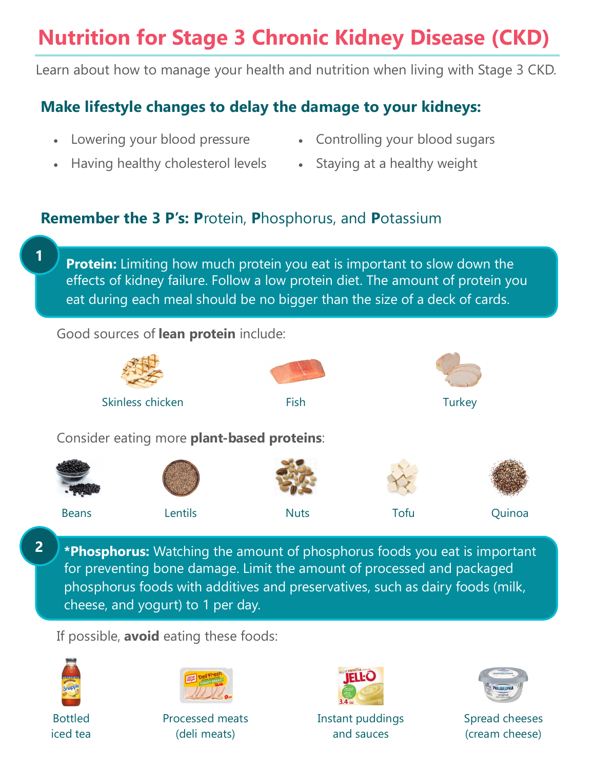# Nutrition for Stage 3 Chronic Kidney Disease (CKD)

Learn about how to manage your health and nutrition when living with Stage 3 CKD.

## Make lifestyle changes to delay the damage to your kidneys:

- Lowering your blood pressure
- Having healthy cholesterol levels
- Controlling your blood sugars
- Staying at a healthy weight

## Remember the 3 P's: **P**rotein, **P**hosphorus, and **P**otassium

**1**

**Protein:** Limiting how much protein you eat is important to slow down the effects of kidney failure. Follow a low protein diet. The amount of protein you eat during each meal should be no bigger than the size of a deck of cards.

Good sources of **lean protein** include:

- Skinless chicken
- Fish
- Turkey

Consider eating more **plant-based proteins**:

- Beans
- Lentils
- Nuts
- Tofu
- Quinoa

**2**

***Phosphorus:** Watching the amount of phosphorus foods you eat is important for preventing bone damage. Limit the amount of processed and packaged phosphorus foods with additives and preservatives, such as dairy foods (milk, cheese, and yogurt) to 1 per day.

If possible, **avoid** eating these foods:

- Bottled iced tea
- Processed meats (deli meats)
- Instant puddings and sauces
- Spread cheeses (cream cheese)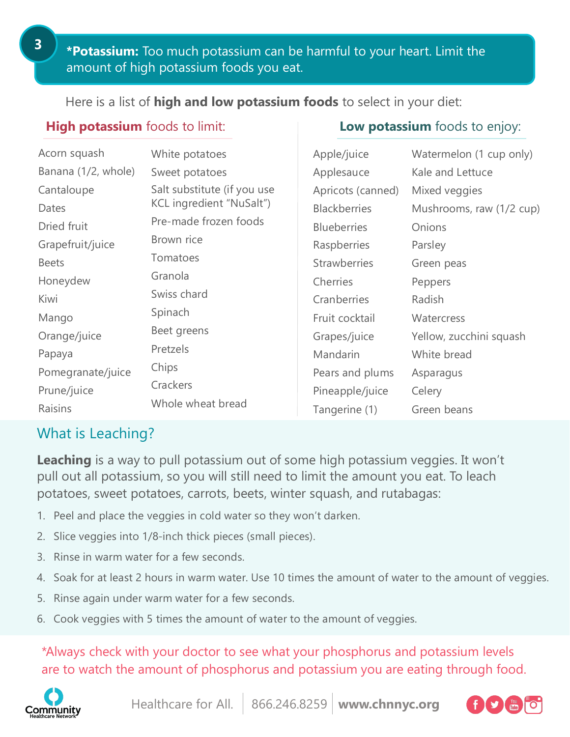## 3 **\*Potassium:** Too much potassium can be harmful to your heart. Limit the amount of high potassium foods you eat.

Here is a list of **high and low potassium foods** to select in your diet:

### **High potassium** foods to limit:

- Acorn squash
- Banana (1/2, whole)
- Cantaloupe
- Dates
- Dried fruit
- Grapefruit/juice
- Beets
- Honeydew
- Kiwi
- Mango
- Orange/juice
- Papaya
- Pomegranate/juice
- Prune/juice
- Raisins
- White potatoes
- Sweet potatoes
- Salt substitute (if you use KCL ingredient "NuSalt")
- Pre-made frozen foods
- Brown rice
- Tomatoes
- Granola
- Swiss chard
- Spinach
- Beet greens
- Pretzels
- Chips
- Crackers
- Whole wheat bread

### **Low potassium** foods to enjoy:

- Apple/juice
- Applesauce
- Apricots (canned)
- Blackberries
- Blueberries
- Raspberries
- Strawberries
- Cherries
- Cranberries
- Fruit cocktail
- Grapes/juice
- Mandarin
- Pears and plums
- Pineapple/juice
- Tangerine (1)
- Watermelon (1 cup only)
- Kale and Lettuce
- Mixed veggies
- Mushrooms, raw (1/2 cup)
- Onions
- Parsley
- Green peas
- Peppers
- Radish
- Watercress
- Yellow, zucchini squash
- White bread
- Asparagus
- Celery
- Green beans

## What is Leaching?

**Leaching** is a way to pull potassium out of some high potassium veggies. It won't pull out all potassium, so you will still need to limit the amount you eat. To leach potatoes, sweet potatoes, carrots, beets, winter squash, and rutabagas:

1. Peel and place the veggies in cold water so they won't darken.
2. Slice veggies into 1/8-inch thick pieces (small pieces).
3. Rinse in warm water for a few seconds.
4. Soak for at least 2 hours in warm water. Use 10 times the amount of water to the amount of veggies.
5. Rinse again under warm water for a few seconds.
6. Cook veggies with 5 times the amount of water to the amount of veggies.

*Always check with your doctor to see what your phosphorus and potassium levels are to watch the amount of phosphorus and potassium you are eating through food.

Community Healthcare Network | Healthcare for All. | 866.246.8259 | **www.chnnyc.org**